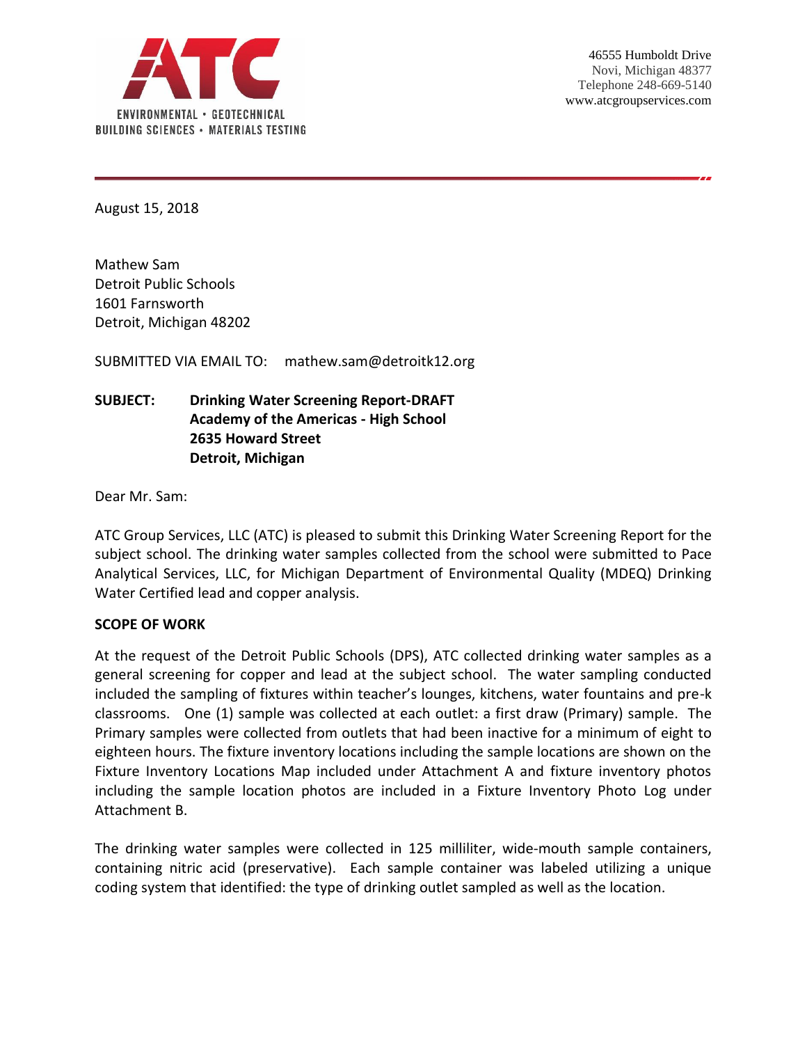ATC

ENVIRONMENTAL • GEOTECHNICAL
BUILDING SCIENCES • MATERIALS TESTING

46555 Humboldt Drive
Novi, Michigan 48377
Telephone 248-669-5140
www.atcgroupservices.com

August 15, 2018

Mathew Sam
Detroit Public Schools
1601 Farnsworth
Detroit, Michigan 48202

SUBMITTED VIA EMAIL TO: mathew.sam@detroitk12.org

**SUBJECT: Drinking Water Screening Report-DRAFT**
**Academy of the Americas - High School**
**2635 Howard Street**
**Detroit, Michigan**

Dear Mr. Sam:

ATC Group Services, LLC (ATC) is pleased to submit this Drinking Water Screening Report for the subject school. The drinking water samples collected from the school were submitted to Pace Analytical Services, LLC, for Michigan Department of Environmental Quality (MDEQ) Drinking Water Certified lead and copper analysis.

**SCOPE OF WORK**

At the request of the Detroit Public Schools (DPS), ATC collected drinking water samples as a general screening for copper and lead at the subject school. The water sampling conducted included the sampling of fixtures within teacher's lounges, kitchens, water fountains and pre-k classrooms. One (1) sample was collected at each outlet: a first draw (Primary) sample. The Primary samples were collected from outlets that had been inactive for a minimum of eight to eighteen hours. The fixture inventory locations including the sample locations are shown on the Fixture Inventory Locations Map included under Attachment A and fixture inventory photos including the sample location photos are included in a Fixture Inventory Photo Log under Attachment B.

The drinking water samples were collected in 125 milliliter, wide-mouth sample containers, containing nitric acid (preservative). Each sample container was labeled utilizing a unique coding system that identified: the type of drinking outlet sampled as well as the location.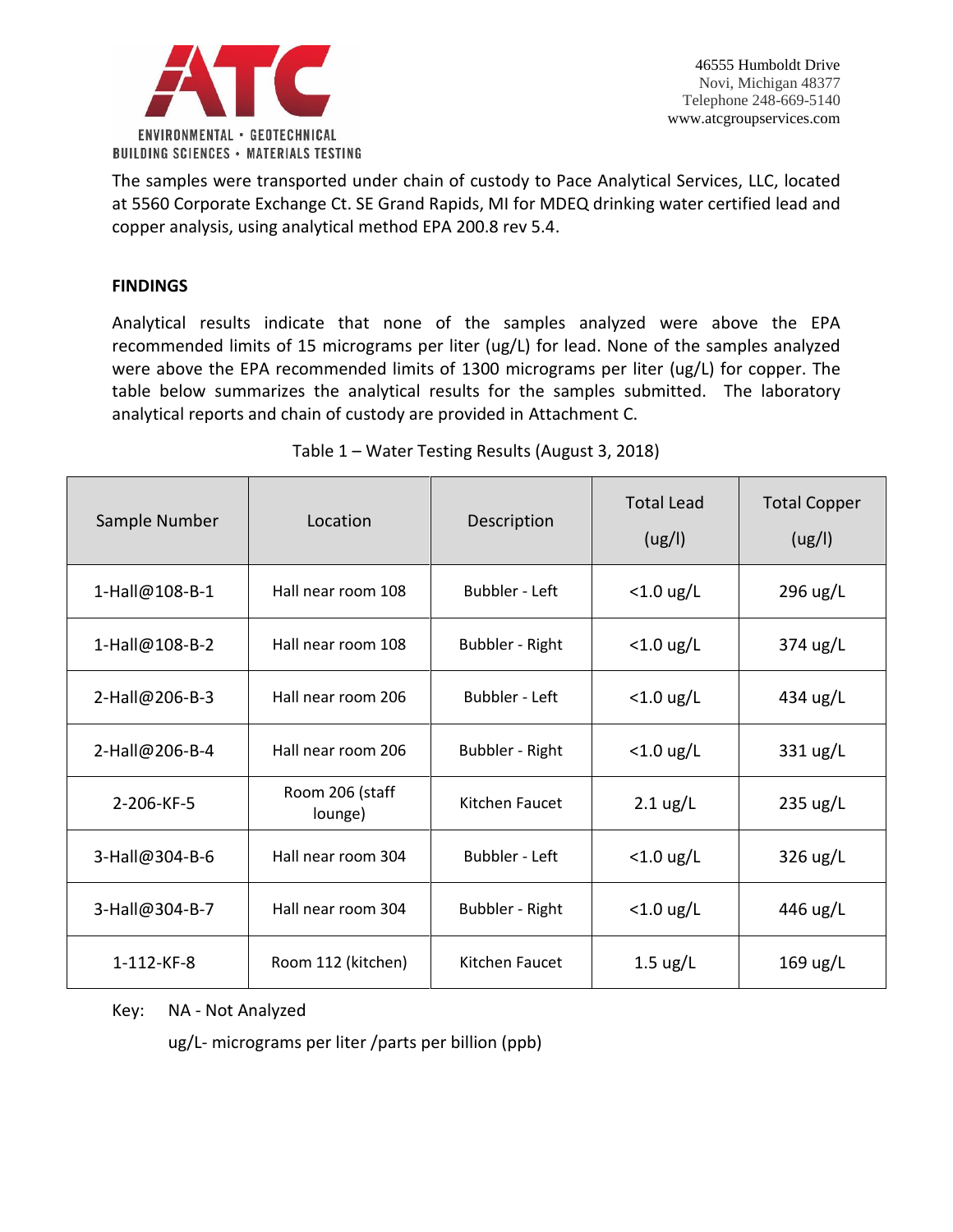The samples were transported under chain of custody to Pace Analytical Services, LLC, located at 5560 Corporate Exchange Ct. SE Grand Rapids, MI for MDEQ drinking water certified lead and copper analysis, using analytical method EPA 200.8 rev 5.4.

**FINDINGS**

Analytical results indicate that none of the samples analyzed were above the EPA recommended limits of 15 micrograms per liter (ug/L) for lead. None of the samples analyzed were above the EPA recommended limits of 1300 micrograms per liter (ug/L) for copper. The table below summarizes the analytical results for the samples submitted. The laboratory analytical reports and chain of custody are provided in Attachment C.

Table 1 – Water Testing Results (August 3, 2018)

| Sample Number | Location | Description | Total Lead (ug/l) | Total Copper (ug/l) |
|---|---|---|---|---|
| 1-Hall@108-B-1 | Hall near room 108 | Bubbler - Left | <1.0 ug/L | 296 ug/L |
| 1-Hall@108-B-2 | Hall near room 108 | Bubbler - Right | <1.0 ug/L | 374 ug/L |
| 2-Hall@206-B-3 | Hall near room 206 | Bubbler - Left | <1.0 ug/L | 434 ug/L |
| 2-Hall@206-B-4 | Hall near room 206 | Bubbler - Right | <1.0 ug/L | 331 ug/L |
| 2-206-KF-5 | Room 206 (staff lounge) | Kitchen Faucet | 2.1 ug/L | 235 ug/L |
| 3-Hall@304-B-6 | Hall near room 304 | Bubbler - Left | <1.0 ug/L | 326 ug/L |
| 3-Hall@304-B-7 | Hall near room 304 | Bubbler - Right | <1.0 ug/L | 446 ug/L |
| 1-112-KF-8 | Room 112 (kitchen) | Kitchen Faucet | 1.5 ug/L | 169 ug/L |

Key: NA - Not Analyzed

ug/L- micrograms per liter /parts per billion (ppb)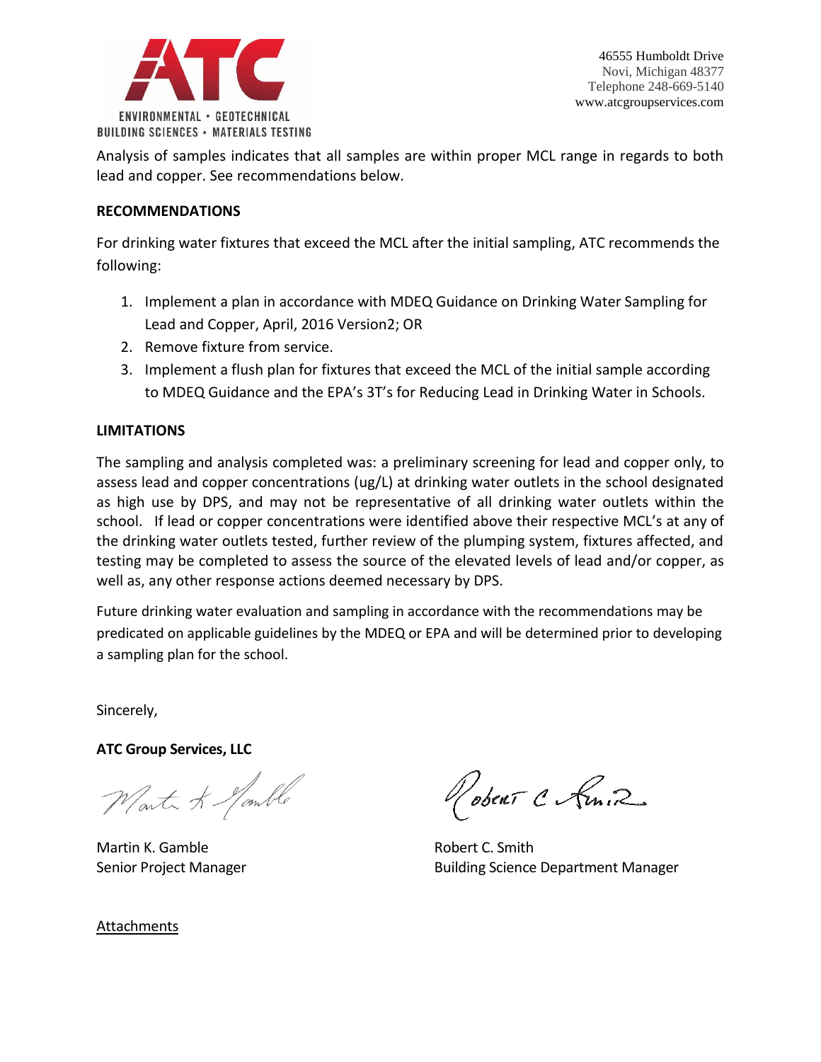Analysis of samples indicates that all samples are within proper MCL range in regards to both lead and copper. See recommendations below.

**RECOMMENDATIONS**

For drinking water fixtures that exceed the MCL after the initial sampling, ATC recommends the following:

1. Implement a plan in accordance with MDEQ Guidance on Drinking Water Sampling for Lead and Copper, April, 2016 Version2; OR
2. Remove fixture from service.
3. Implement a flush plan for fixtures that exceed the MCL of the initial sample according to MDEQ Guidance and the EPA's 3T's for Reducing Lead in Drinking Water in Schools.

**LIMITATIONS**

The sampling and analysis completed was: a preliminary screening for lead and copper only, to assess lead and copper concentrations (ug/L) at drinking water outlets in the school designated as high use by DPS, and may not be representative of all drinking water outlets within the school. If lead or copper concentrations were identified above their respective MCL's at any of the drinking water outlets tested, further review of the plumping system, fixtures affected, and testing may be completed to assess the source of the elevated levels of lead and/or copper, as well as, any other response actions deemed necessary by DPS.

Future drinking water evaluation and sampling in accordance with the recommendations may be predicated on applicable guidelines by the MDEQ or EPA and will be determined prior to developing a sampling plan for the school.

Sincerely,

**ATC Group Services, LLC**

Martin K. Gamble
Senior Project Manager

Robert C. Smith
Building Science Department Manager

Attachments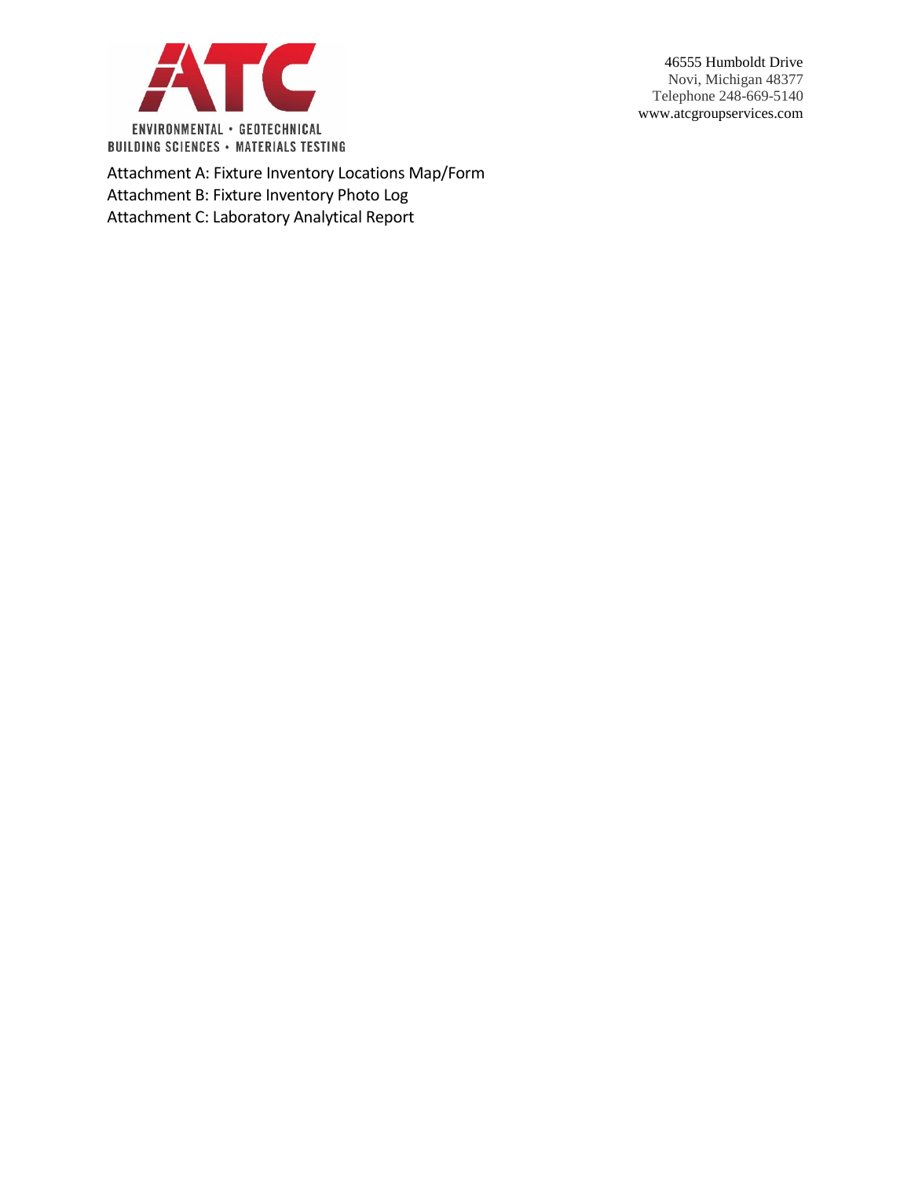ATC

ENVIRONMENTAL • GEOTECHNICAL
BUILDING SCIENCES • MATERIALS TESTING

46555 Humboldt Drive
Novi, Michigan 48377
Telephone 248-669-5140
www.atcgroupservices.com

Attachment A: Fixture Inventory Locations Map/Form
Attachment B: Fixture Inventory Photo Log
Attachment C: Laboratory Analytical Report